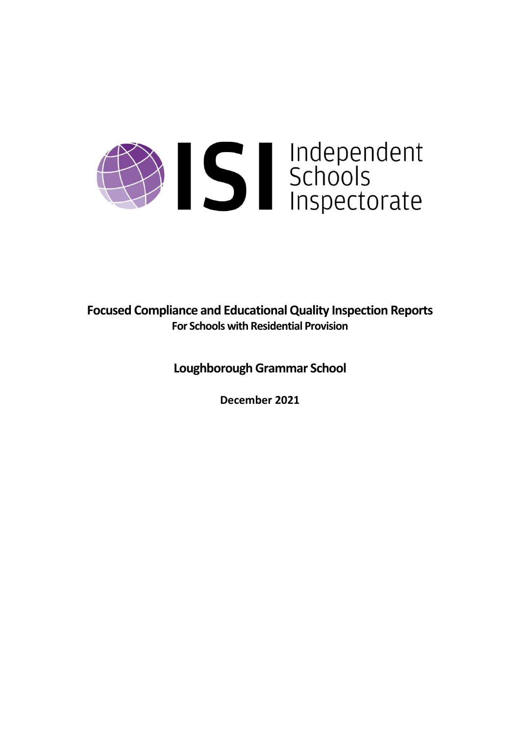ISI Independent Schools Inspectorate

# Focused Compliance and Educational Quality Inspection Reports

## For Schools with Residential Provision

## Loughborough Grammar School

**December 2021**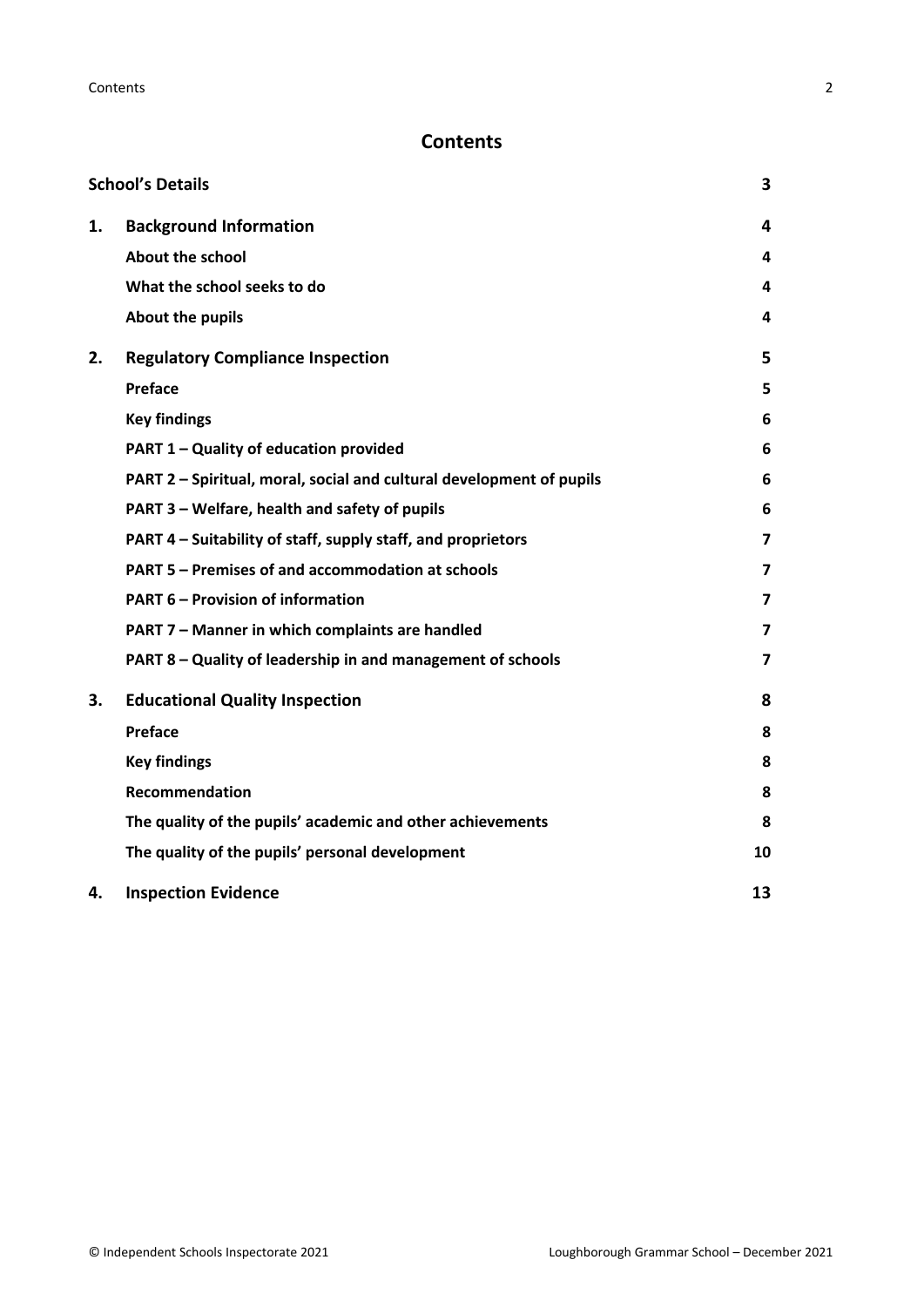# Contents

| | | |
|---|---|---|
| **School's Details** | | **3** |
| **1.** | **Background Information** | **4** |
| | **About the school** | **4** |
| | **What the school seeks to do** | **4** |
| | **About the pupils** | **4** |
| **2.** | **Regulatory Compliance Inspection** | **5** |
| | **Preface** | **5** |
| | **Key findings** | **6** |
| | **PART 1 – Quality of education provided** | **6** |
| | **PART 2 – Spiritual, moral, social and cultural development of pupils** | **6** |
| | **PART 3 – Welfare, health and safety of pupils** | **6** |
| | **PART 4 – Suitability of staff, supply staff, and proprietors** | **7** |
| | **PART 5 – Premises of and accommodation at schools** | **7** |
| | **PART 6 – Provision of information** | **7** |
| | **PART 7 – Manner in which complaints are handled** | **7** |
| | **PART 8 – Quality of leadership in and management of schools** | **7** |
| **3.** | **Educational Quality Inspection** | **8** |
| | **Preface** | **8** |
| | **Key findings** | **8** |
| | **Recommendation** | **8** |
| | **The quality of the pupils' academic and other achievements** | **8** |
| | **The quality of the pupils' personal development** | **10** |
| **4.** | **Inspection Evidence** | **13** |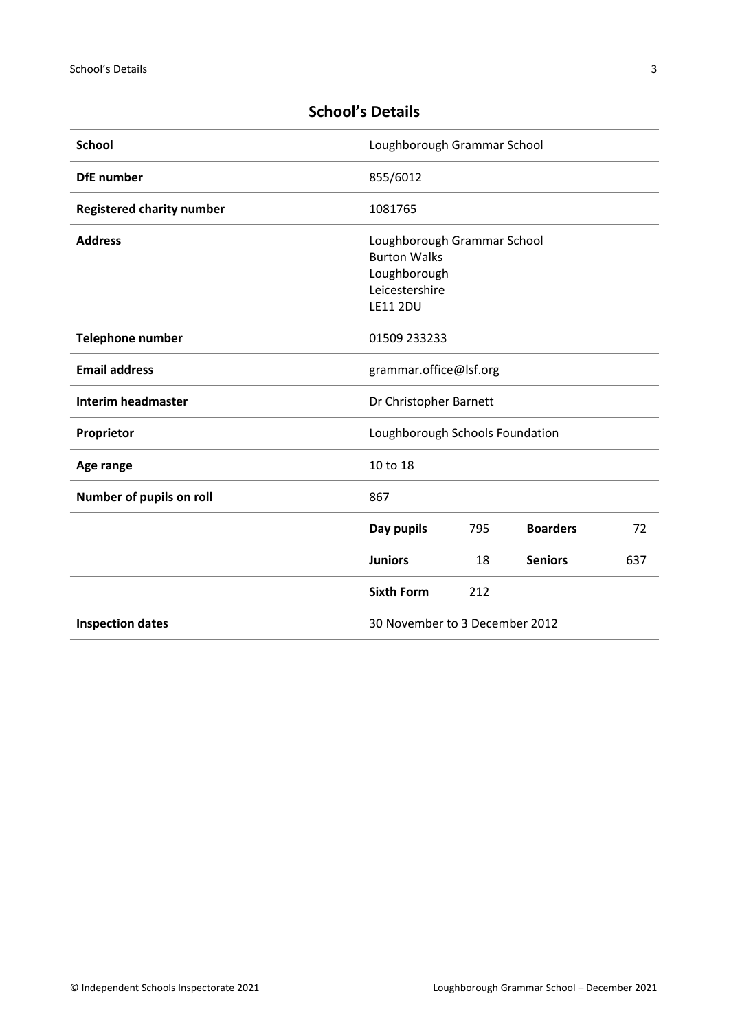## School's Details

| | | | | |
|---|---|---|---|---|
| **School** | Loughborough Grammar School | | | |
| **DfE number** | 855/6012 | | | |
| **Registered charity number** | 1081765 | | | |
| **Address** | Loughborough Grammar School<br>Burton Walks<br>Loughborough<br>Leicestershire<br>LE11 2DU | | | |
| **Telephone number** | 01509 233233 | | | |
| **Email address** | grammar.office@lsf.org | | | |
| **Interim headmaster** | Dr Christopher Barnett | | | |
| **Proprietor** | Loughborough Schools Foundation | | | |
| **Age range** | 10 to 18 | | | |
| **Number of pupils on roll** | 867 | | | |
| | **Day pupils** | 795 | **Boarders** | 72 |
| | **Juniors** | 18 | **Seniors** | 637 |
| | **Sixth Form** | 212 | | |
| **Inspection dates** | 30 November to 3 December 2012 | | | |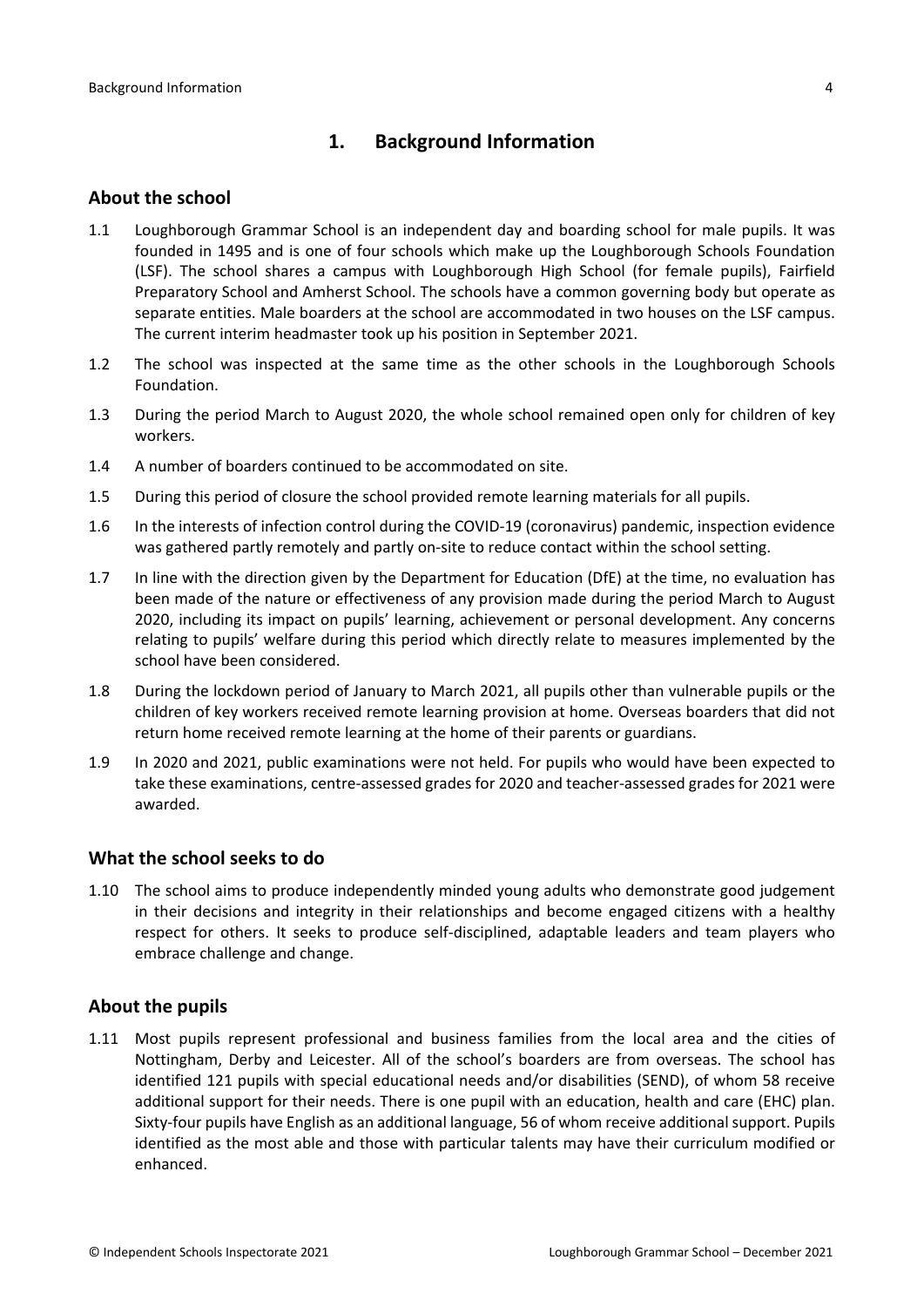# 1. Background Information

## About the school

1.1 Loughborough Grammar School is an independent day and boarding school for male pupils. It was founded in 1495 and is one of four schools which make up the Loughborough Schools Foundation (LSF). The school shares a campus with Loughborough High School (for female pupils), Fairfield Preparatory School and Amherst School. The schools have a common governing body but operate as separate entities. Male boarders at the school are accommodated in two houses on the LSF campus. The current interim headmaster took up his position in September 2021.

1.2 The school was inspected at the same time as the other schools in the Loughborough Schools Foundation.

1.3 During the period March to August 2020, the whole school remained open only for children of key workers.

1.4 A number of boarders continued to be accommodated on site.

1.5 During this period of closure the school provided remote learning materials for all pupils.

1.6 In the interests of infection control during the COVID-19 (coronavirus) pandemic, inspection evidence was gathered partly remotely and partly on-site to reduce contact within the school setting.

1.7 In line with the direction given by the Department for Education (DfE) at the time, no evaluation has been made of the nature or effectiveness of any provision made during the period March to August 2020, including its impact on pupils' learning, achievement or personal development. Any concerns relating to pupils' welfare during this period which directly relate to measures implemented by the school have been considered.

1.8 During the lockdown period of January to March 2021, all pupils other than vulnerable pupils or the children of key workers received remote learning provision at home. Overseas boarders that did not return home received remote learning at the home of their parents or guardians.

1.9 In 2020 and 2021, public examinations were not held. For pupils who would have been expected to take these examinations, centre-assessed grades for 2020 and teacher-assessed grades for 2021 were awarded.

## What the school seeks to do

1.10 The school aims to produce independently minded young adults who demonstrate good judgement in their decisions and integrity in their relationships and become engaged citizens with a healthy respect for others. It seeks to produce self-disciplined, adaptable leaders and team players who embrace challenge and change.

## About the pupils

1.11 Most pupils represent professional and business families from the local area and the cities of Nottingham, Derby and Leicester. All of the school's boarders are from overseas. The school has identified 121 pupils with special educational needs and/or disabilities (SEND), of whom 58 receive additional support for their needs. There is one pupil with an education, health and care (EHC) plan. Sixty-four pupils have English as an additional language, 56 of whom receive additional support. Pupils identified as the most able and those with particular talents may have their curriculum modified or enhanced.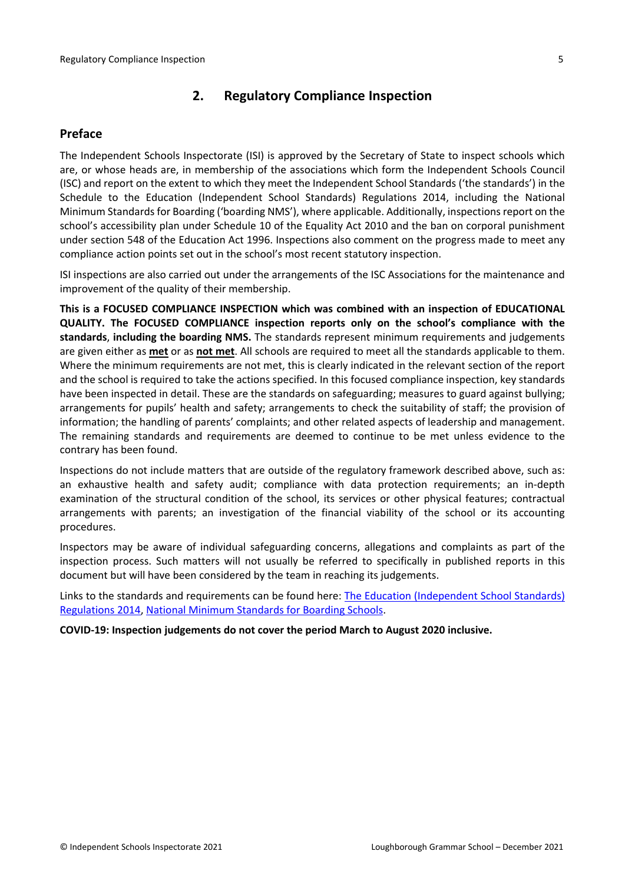## 2. Regulatory Compliance Inspection

### Preface

The Independent Schools Inspectorate (ISI) is approved by the Secretary of State to inspect schools which are, or whose heads are, in membership of the associations which form the Independent Schools Council (ISC) and report on the extent to which they meet the Independent School Standards ('the standards') in the Schedule to the Education (Independent School Standards) Regulations 2014, including the National Minimum Standards for Boarding ('boarding NMS'), where applicable. Additionally, inspections report on the school's accessibility plan under Schedule 10 of the Equality Act 2010 and the ban on corporal punishment under section 548 of the Education Act 1996. Inspections also comment on the progress made to meet any compliance action points set out in the school's most recent statutory inspection.

ISI inspections are also carried out under the arrangements of the ISC Associations for the maintenance and improvement of the quality of their membership.

**This is a FOCUSED COMPLIANCE INSPECTION which was combined with an inspection of EDUCATIONAL QUALITY. The FOCUSED COMPLIANCE inspection reports only on the school's compliance with the standards**, **including the boarding NMS.** The standards represent minimum requirements and judgements are given either as **met** or as **not met**. All schools are required to meet all the standards applicable to them. Where the minimum requirements are not met, this is clearly indicated in the relevant section of the report and the school is required to take the actions specified. In this focused compliance inspection, key standards have been inspected in detail. These are the standards on safeguarding; measures to guard against bullying; arrangements for pupils' health and safety; arrangements to check the suitability of staff; the provision of information; the handling of parents' complaints; and other related aspects of leadership and management. The remaining standards and requirements are deemed to continue to be met unless evidence to the contrary has been found.

Inspections do not include matters that are outside of the regulatory framework described above, such as: an exhaustive health and safety audit; compliance with data protection requirements; an in-depth examination of the structural condition of the school, its services or other physical features; contractual arrangements with parents; an investigation of the financial viability of the school or its accounting procedures.

Inspectors may be aware of individual safeguarding concerns, allegations and complaints as part of the inspection process. Such matters will not usually be referred to specifically in published reports in this document but will have been considered by the team in reaching its judgements.

Links to the standards and requirements can be found here: The Education (Independent School Standards) Regulations 2014, National Minimum Standards for Boarding Schools.

**COVID-19: Inspection judgements do not cover the period March to August 2020 inclusive.**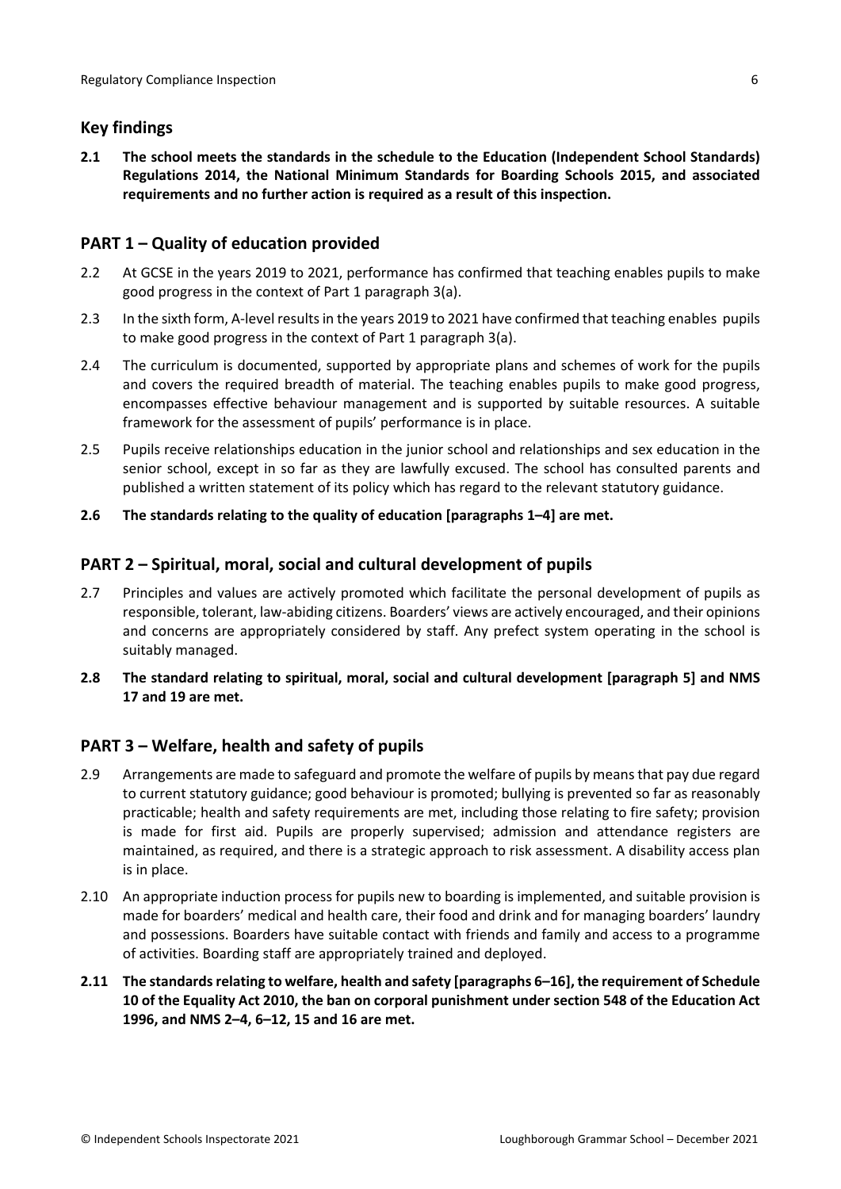## Key findings

**2.1 The school meets the standards in the schedule to the Education (Independent School Standards) Regulations 2014, the National Minimum Standards for Boarding Schools 2015, and associated requirements and no further action is required as a result of this inspection.**

## PART 1 – Quality of education provided

2.2 At GCSE in the years 2019 to 2021, performance has confirmed that teaching enables pupils to make good progress in the context of Part 1 paragraph 3(a).

2.3 In the sixth form, A-level results in the years 2019 to 2021 have confirmed that teaching enables pupils to make good progress in the context of Part 1 paragraph 3(a).

2.4 The curriculum is documented, supported by appropriate plans and schemes of work for the pupils and covers the required breadth of material. The teaching enables pupils to make good progress, encompasses effective behaviour management and is supported by suitable resources. A suitable framework for the assessment of pupils' performance is in place.

2.5 Pupils receive relationships education in the junior school and relationships and sex education in the senior school, except in so far as they are lawfully excused. The school has consulted parents and published a written statement of its policy which has regard to the relevant statutory guidance.

**2.6 The standards relating to the quality of education [paragraphs 1–4] are met.**

## PART 2 – Spiritual, moral, social and cultural development of pupils

2.7 Principles and values are actively promoted which facilitate the personal development of pupils as responsible, tolerant, law-abiding citizens. Boarders' views are actively encouraged, and their opinions and concerns are appropriately considered by staff. Any prefect system operating in the school is suitably managed.

**2.8 The standard relating to spiritual, moral, social and cultural development [paragraph 5] and NMS 17 and 19 are met.**

## PART 3 – Welfare, health and safety of pupils

2.9 Arrangements are made to safeguard and promote the welfare of pupils by means that pay due regard to current statutory guidance; good behaviour is promoted; bullying is prevented so far as reasonably practicable; health and safety requirements are met, including those relating to fire safety; provision is made for first aid. Pupils are properly supervised; admission and attendance registers are maintained, as required, and there is a strategic approach to risk assessment. A disability access plan is in place.

2.10 An appropriate induction process for pupils new to boarding is implemented, and suitable provision is made for boarders' medical and health care, their food and drink and for managing boarders' laundry and possessions. Boarders have suitable contact with friends and family and access to a programme of activities. Boarding staff are appropriately trained and deployed.

**2.11 The standards relating to welfare, health and safety [paragraphs 6–16], the requirement of Schedule 10 of the Equality Act 2010, the ban on corporal punishment under section 548 of the Education Act 1996, and NMS 2–4, 6–12, 15 and 16 are met.**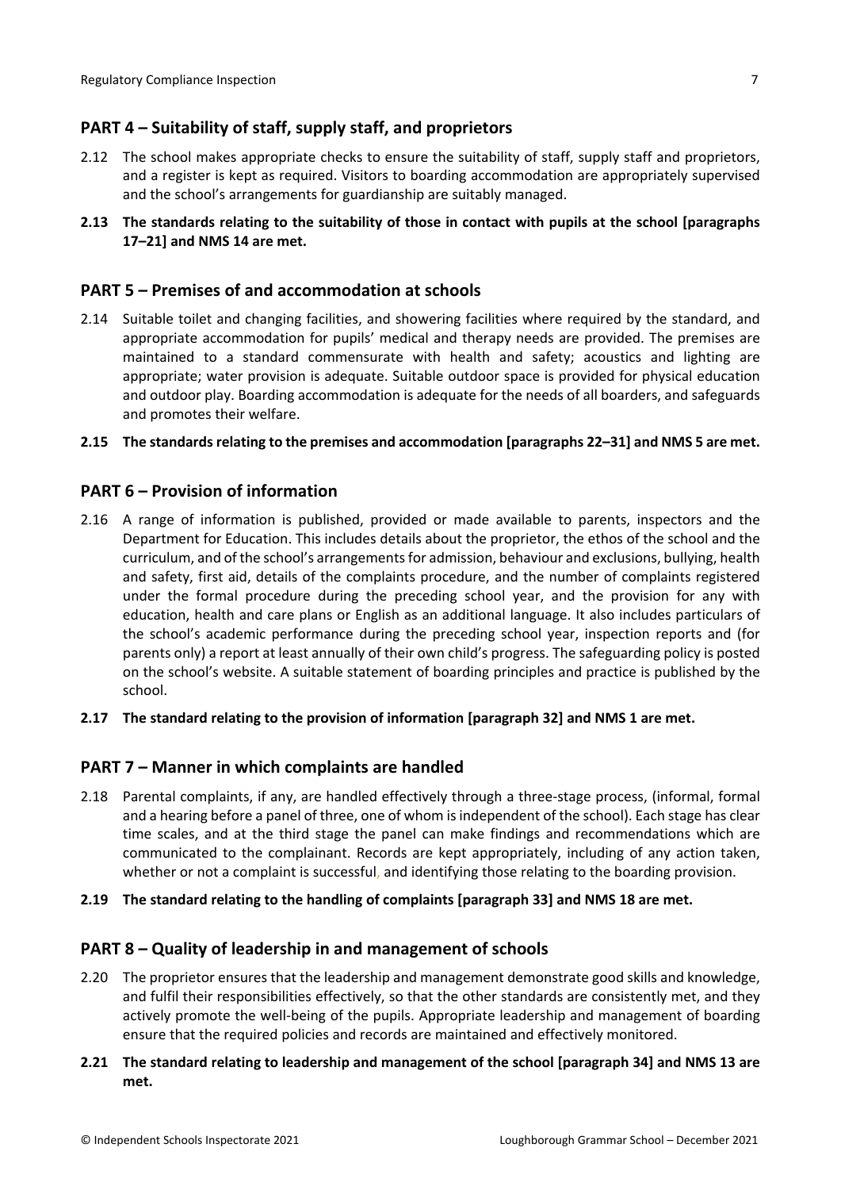## PART 4 – Suitability of staff, supply staff, and proprietors

2.12 The school makes appropriate checks to ensure the suitability of staff, supply staff and proprietors, and a register is kept as required. Visitors to boarding accommodation are appropriately supervised and the school's arrangements for guardianship are suitably managed.

**2.13 The standards relating to the suitability of those in contact with pupils at the school [paragraphs 17–21] and NMS 14 are met.**

## PART 5 – Premises of and accommodation at schools

2.14 Suitable toilet and changing facilities, and showering facilities where required by the standard, and appropriate accommodation for pupils' medical and therapy needs are provided. The premises are maintained to a standard commensurate with health and safety; acoustics and lighting are appropriate; water provision is adequate. Suitable outdoor space is provided for physical education and outdoor play. Boarding accommodation is adequate for the needs of all boarders, and safeguards and promotes their welfare.

**2.15 The standards relating to the premises and accommodation [paragraphs 22–31] and NMS 5 are met.**

## PART 6 – Provision of information

2.16 A range of information is published, provided or made available to parents, inspectors and the Department for Education. This includes details about the proprietor, the ethos of the school and the curriculum, and of the school's arrangements for admission, behaviour and exclusions, bullying, health and safety, first aid, details of the complaints procedure, and the number of complaints registered under the formal procedure during the preceding school year, and the provision for any with education, health and care plans or English as an additional language. It also includes particulars of the school's academic performance during the preceding school year, inspection reports and (for parents only) a report at least annually of their own child's progress. The safeguarding policy is posted on the school's website. A suitable statement of boarding principles and practice is published by the school.

**2.17 The standard relating to the provision of information [paragraph 32] and NMS 1 are met.**

## PART 7 – Manner in which complaints are handled

2.18 Parental complaints, if any, are handled effectively through a three-stage process, (informal, formal and a hearing before a panel of three, one of whom is independent of the school). Each stage has clear time scales, and at the third stage the panel can make findings and recommendations which are communicated to the complainant. Records are kept appropriately, including of any action taken, whether or not a complaint is successful, and identifying those relating to the boarding provision.

**2.19 The standard relating to the handling of complaints [paragraph 33] and NMS 18 are met.**

## PART 8 – Quality of leadership in and management of schools

2.20 The proprietor ensures that the leadership and management demonstrate good skills and knowledge, and fulfil their responsibilities effectively, so that the other standards are consistently met, and they actively promote the well-being of the pupils. Appropriate leadership and management of boarding ensure that the required policies and records are maintained and effectively monitored.

**2.21 The standard relating to leadership and management of the school [paragraph 34] and NMS 13 are met.**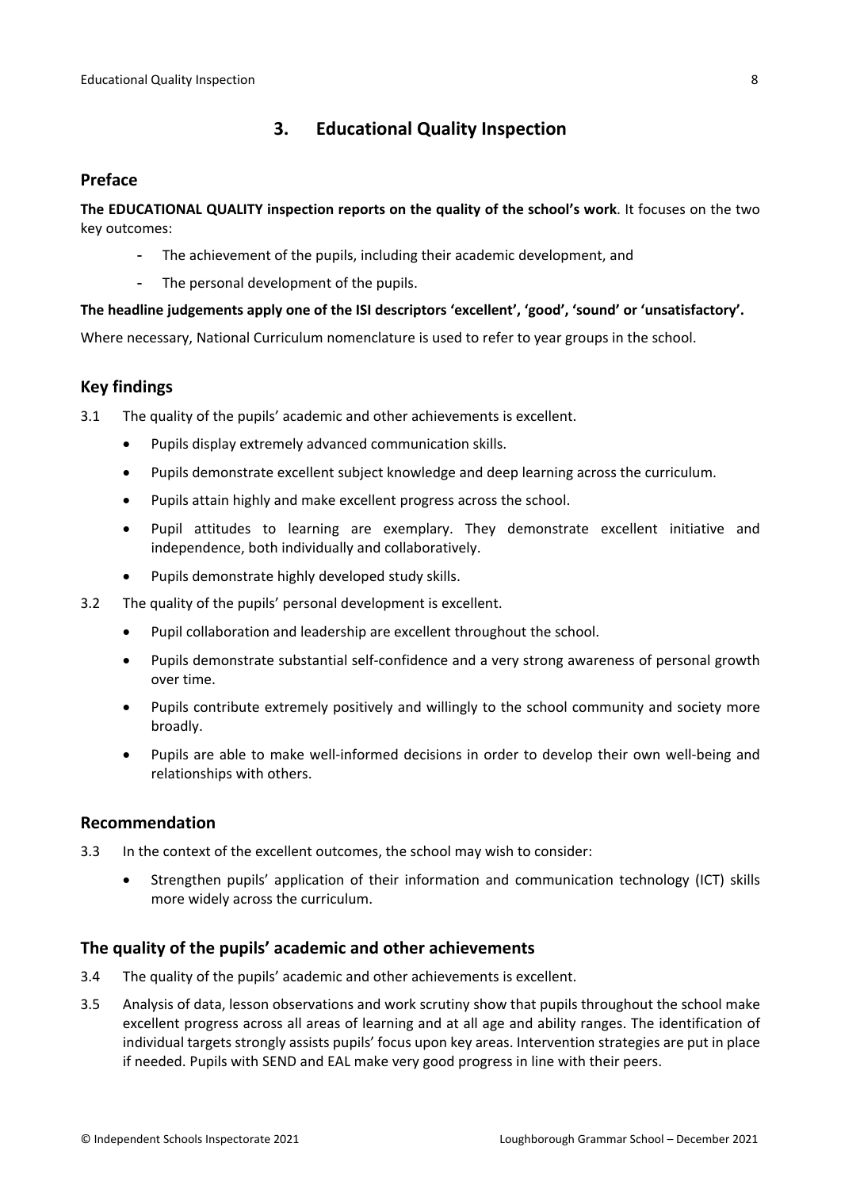## 3. Educational Quality Inspection

### Preface

**The EDUCATIONAL QUALITY inspection reports on the quality of the school's work**. It focuses on the two key outcomes:

- The achievement of the pupils, including their academic development, and
- The personal development of the pupils.

**The headline judgements apply one of the ISI descriptors 'excellent', 'good', 'sound' or 'unsatisfactory'.**

Where necessary, National Curriculum nomenclature is used to refer to year groups in the school.

### Key findings

3.1 The quality of the pupils' academic and other achievements is excellent.

- Pupils display extremely advanced communication skills.
- Pupils demonstrate excellent subject knowledge and deep learning across the curriculum.
- Pupils attain highly and make excellent progress across the school.
- Pupil attitudes to learning are exemplary. They demonstrate excellent initiative and independence, both individually and collaboratively.
- Pupils demonstrate highly developed study skills.

3.2 The quality of the pupils' personal development is excellent.

- Pupil collaboration and leadership are excellent throughout the school.
- Pupils demonstrate substantial self-confidence and a very strong awareness of personal growth over time.
- Pupils contribute extremely positively and willingly to the school community and society more broadly.
- Pupils are able to make well-informed decisions in order to develop their own well-being and relationships with others.

### Recommendation

3.3 In the context of the excellent outcomes, the school may wish to consider:

- Strengthen pupils' application of their information and communication technology (ICT) skills more widely across the curriculum.

### The quality of the pupils' academic and other achievements

3.4 The quality of the pupils' academic and other achievements is excellent.

3.5 Analysis of data, lesson observations and work scrutiny show that pupils throughout the school make excellent progress across all areas of learning and at all age and ability ranges. The identification of individual targets strongly assists pupils' focus upon key areas. Intervention strategies are put in place if needed. Pupils with SEND and EAL make very good progress in line with their peers.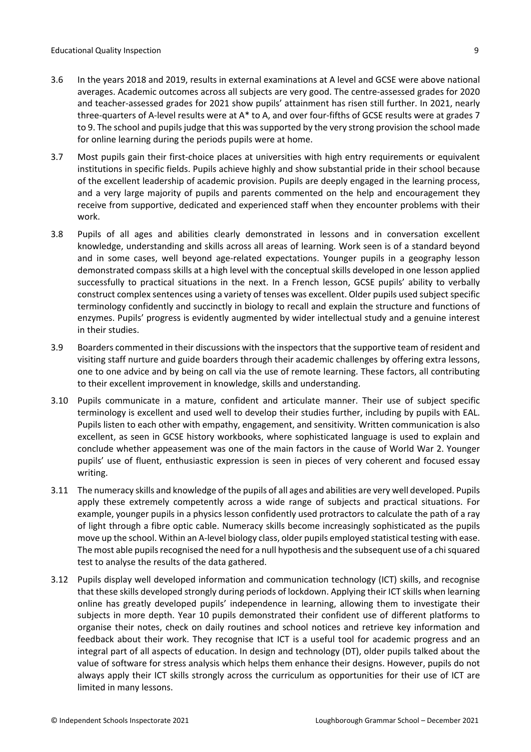3.6 In the years 2018 and 2019, results in external examinations at A level and GCSE were above national averages. Academic outcomes across all subjects are very good. The centre-assessed grades for 2020 and teacher-assessed grades for 2021 show pupils' attainment has risen still further. In 2021, nearly three-quarters of A-level results were at A* to A, and over four-fifths of GCSE results were at grades 7 to 9. The school and pupils judge that this was supported by the very strong provision the school made for online learning during the periods pupils were at home.

3.7 Most pupils gain their first-choice places at universities with high entry requirements or equivalent institutions in specific fields. Pupils achieve highly and show substantial pride in their school because of the excellent leadership of academic provision. Pupils are deeply engaged in the learning process, and a very large majority of pupils and parents commented on the help and encouragement they receive from supportive, dedicated and experienced staff when they encounter problems with their work.

3.8 Pupils of all ages and abilities clearly demonstrated in lessons and in conversation excellent knowledge, understanding and skills across all areas of learning. Work seen is of a standard beyond and in some cases, well beyond age-related expectations. Younger pupils in a geography lesson demonstrated compass skills at a high level with the conceptual skills developed in one lesson applied successfully to practical situations in the next. In a French lesson, GCSE pupils' ability to verbally construct complex sentences using a variety of tenses was excellent. Older pupils used subject specific terminology confidently and succinctly in biology to recall and explain the structure and functions of enzymes. Pupils' progress is evidently augmented by wider intellectual study and a genuine interest in their studies.

3.9 Boarders commented in their discussions with the inspectors that the supportive team of resident and visiting staff nurture and guide boarders through their academic challenges by offering extra lessons, one to one advice and by being on call via the use of remote learning. These factors, all contributing to their excellent improvement in knowledge, skills and understanding.

3.10 Pupils communicate in a mature, confident and articulate manner. Their use of subject specific terminology is excellent and used well to develop their studies further, including by pupils with EAL. Pupils listen to each other with empathy, engagement, and sensitivity. Written communication is also excellent, as seen in GCSE history workbooks, where sophisticated language is used to explain and conclude whether appeasement was one of the main factors in the cause of World War 2. Younger pupils' use of fluent, enthusiastic expression is seen in pieces of very coherent and focused essay writing.

3.11 The numeracy skills and knowledge of the pupils of all ages and abilities are very well developed. Pupils apply these extremely competently across a wide range of subjects and practical situations. For example, younger pupils in a physics lesson confidently used protractors to calculate the path of a ray of light through a fibre optic cable. Numeracy skills become increasingly sophisticated as the pupils move up the school. Within an A-level biology class, older pupils employed statistical testing with ease. The most able pupils recognised the need for a null hypothesis and the subsequent use of a chi squared test to analyse the results of the data gathered.

3.12 Pupils display well developed information and communication technology (ICT) skills, and recognise that these skills developed strongly during periods of lockdown. Applying their ICT skills when learning online has greatly developed pupils' independence in learning, allowing them to investigate their subjects in more depth. Year 10 pupils demonstrated their confident use of different platforms to organise their notes, check on daily routines and school notices and retrieve key information and feedback about their work. They recognise that ICT is a useful tool for academic progress and an integral part of all aspects of education. In design and technology (DT), older pupils talked about the value of software for stress analysis which helps them enhance their designs. However, pupils do not always apply their ICT skills strongly across the curriculum as opportunities for their use of ICT are limited in many lessons.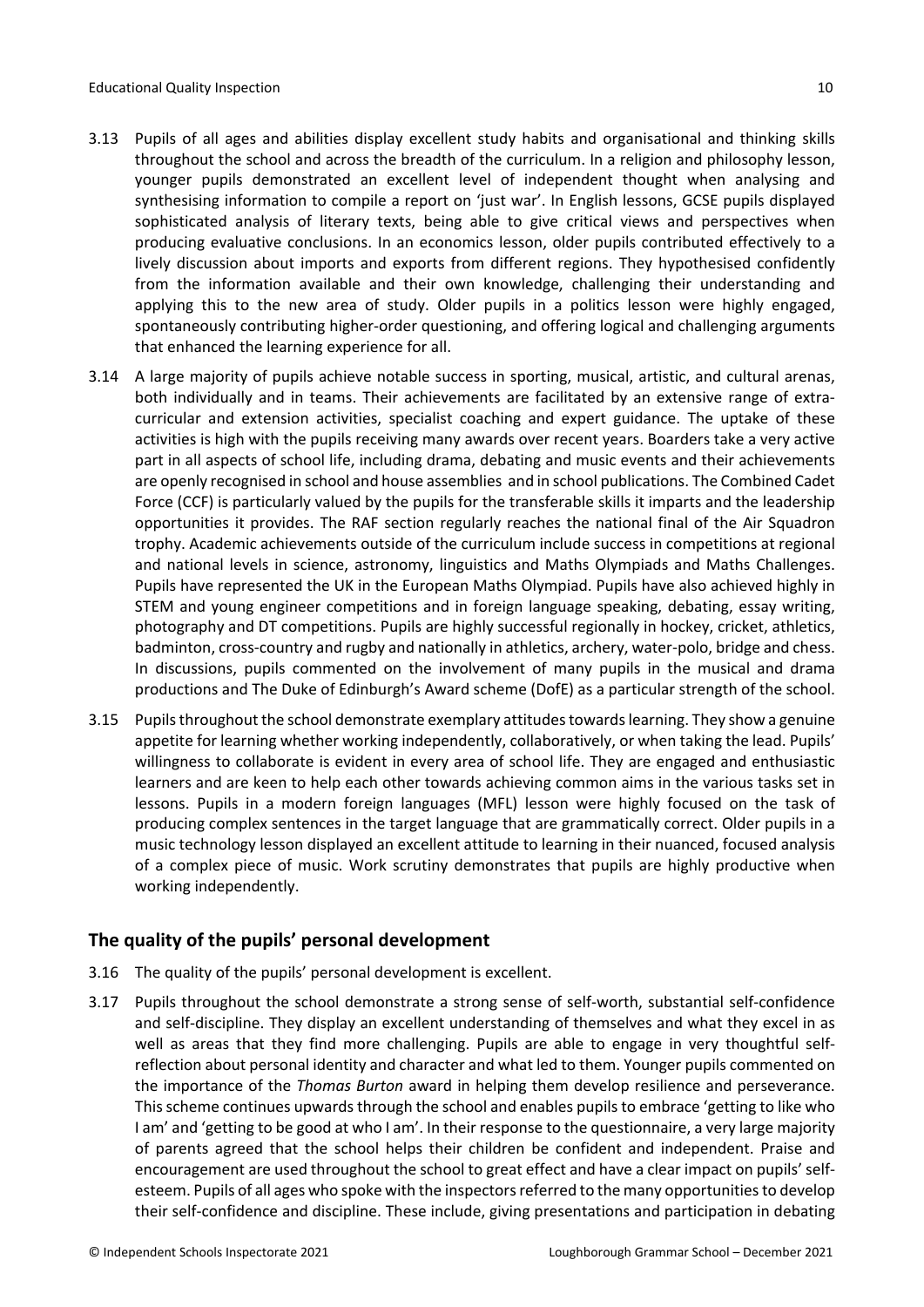3.13 Pupils of all ages and abilities display excellent study habits and organisational and thinking skills throughout the school and across the breadth of the curriculum. In a religion and philosophy lesson, younger pupils demonstrated an excellent level of independent thought when analysing and synthesising information to compile a report on 'just war'. In English lessons, GCSE pupils displayed sophisticated analysis of literary texts, being able to give critical views and perspectives when producing evaluative conclusions. In an economics lesson, older pupils contributed effectively to a lively discussion about imports and exports from different regions. They hypothesised confidently from the information available and their own knowledge, challenging their understanding and applying this to the new area of study. Older pupils in a politics lesson were highly engaged, spontaneously contributing higher-order questioning, and offering logical and challenging arguments that enhanced the learning experience for all.

3.14 A large majority of pupils achieve notable success in sporting, musical, artistic, and cultural arenas, both individually and in teams. Their achievements are facilitated by an extensive range of extra-curricular and extension activities, specialist coaching and expert guidance. The uptake of these activities is high with the pupils receiving many awards over recent years. Boarders take a very active part in all aspects of school life, including drama, debating and music events and their achievements are openly recognised in school and house assemblies and in school publications. The Combined Cadet Force (CCF) is particularly valued by the pupils for the transferable skills it imparts and the leadership opportunities it provides. The RAF section regularly reaches the national final of the Air Squadron trophy. Academic achievements outside of the curriculum include success in competitions at regional and national levels in science, astronomy, linguistics and Maths Olympiads and Maths Challenges. Pupils have represented the UK in the European Maths Olympiad. Pupils have also achieved highly in STEM and young engineer competitions and in foreign language speaking, debating, essay writing, photography and DT competitions. Pupils are highly successful regionally in hockey, cricket, athletics, badminton, cross-country and rugby and nationally in athletics, archery, water-polo, bridge and chess. In discussions, pupils commented on the involvement of many pupils in the musical and drama productions and The Duke of Edinburgh's Award scheme (DofE) as a particular strength of the school.

3.15 Pupils throughout the school demonstrate exemplary attitudes towards learning. They show a genuine appetite for learning whether working independently, collaboratively, or when taking the lead. Pupils' willingness to collaborate is evident in every area of school life. They are engaged and enthusiastic learners and are keen to help each other towards achieving common aims in the various tasks set in lessons. Pupils in a modern foreign languages (MFL) lesson were highly focused on the task of producing complex sentences in the target language that are grammatically correct. Older pupils in a music technology lesson displayed an excellent attitude to learning in their nuanced, focused analysis of a complex piece of music. Work scrutiny demonstrates that pupils are highly productive when working independently.

## The quality of the pupils' personal development

3.16 The quality of the pupils' personal development is excellent.

3.17 Pupils throughout the school demonstrate a strong sense of self-worth, substantial self-confidence and self-discipline. They display an excellent understanding of themselves and what they excel in as well as areas that they find more challenging. Pupils are able to engage in very thoughtful self-reflection about personal identity and character and what led to them. Younger pupils commented on the importance of the *Thomas Burton* award in helping them develop resilience and perseverance. This scheme continues upwards through the school and enables pupils to embrace 'getting to like who I am' and 'getting to be good at who I am'. In their response to the questionnaire, a very large majority of parents agreed that the school helps their children be confident and independent. Praise and encouragement are used throughout the school to great effect and have a clear impact on pupils' self-esteem. Pupils of all ages who spoke with the inspectors referred to the many opportunities to develop their self-confidence and discipline. These include, giving presentations and participation in debating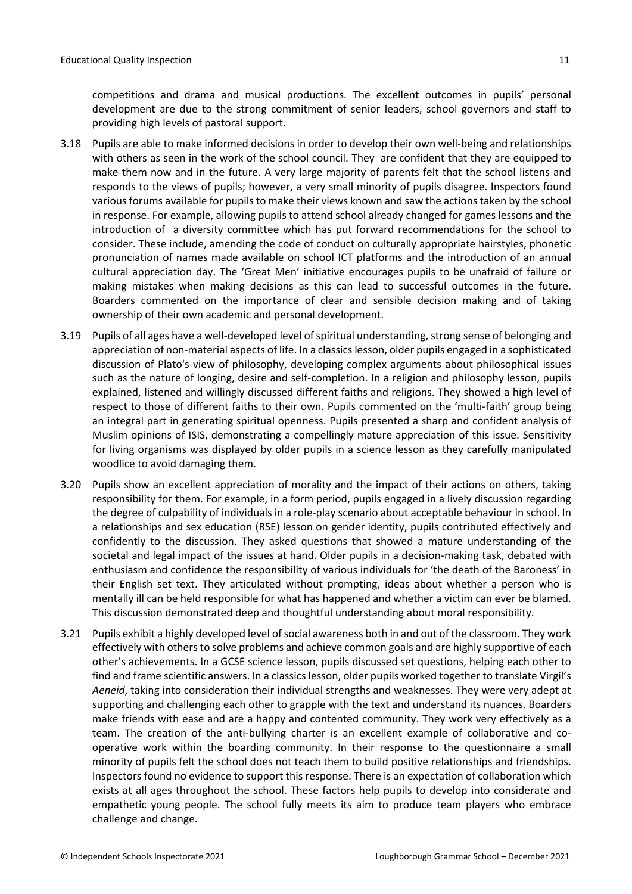competitions and drama and musical productions. The excellent outcomes in pupils' personal development are due to the strong commitment of senior leaders, school governors and staff to providing high levels of pastoral support.

3.18 Pupils are able to make informed decisions in order to develop their own well-being and relationships with others as seen in the work of the school council. They are confident that they are equipped to make them now and in the future. A very large majority of parents felt that the school listens and responds to the views of pupils; however, a very small minority of pupils disagree. Inspectors found various forums available for pupils to make their views known and saw the actions taken by the school in response. For example, allowing pupils to attend school already changed for games lessons and the introduction of a diversity committee which has put forward recommendations for the school to consider. These include, amending the code of conduct on culturally appropriate hairstyles, phonetic pronunciation of names made available on school ICT platforms and the introduction of an annual cultural appreciation day. The 'Great Men' initiative encourages pupils to be unafraid of failure or making mistakes when making decisions as this can lead to successful outcomes in the future. Boarders commented on the importance of clear and sensible decision making and of taking ownership of their own academic and personal development.

3.19 Pupils of all ages have a well-developed level of spiritual understanding, strong sense of belonging and appreciation of non-material aspects of life. In a classics lesson, older pupils engaged in a sophisticated discussion of Plato's view of philosophy, developing complex arguments about philosophical issues such as the nature of longing, desire and self-completion. In a religion and philosophy lesson, pupils explained, listened and willingly discussed different faiths and religions. They showed a high level of respect to those of different faiths to their own. Pupils commented on the 'multi-faith' group being an integral part in generating spiritual openness. Pupils presented a sharp and confident analysis of Muslim opinions of ISIS, demonstrating a compellingly mature appreciation of this issue. Sensitivity for living organisms was displayed by older pupils in a science lesson as they carefully manipulated woodlice to avoid damaging them.

3.20 Pupils show an excellent appreciation of morality and the impact of their actions on others, taking responsibility for them. For example, in a form period, pupils engaged in a lively discussion regarding the degree of culpability of individuals in a role-play scenario about acceptable behaviour in school. In a relationships and sex education (RSE) lesson on gender identity, pupils contributed effectively and confidently to the discussion. They asked questions that showed a mature understanding of the societal and legal impact of the issues at hand. Older pupils in a decision-making task, debated with enthusiasm and confidence the responsibility of various individuals for 'the death of the Baroness' in their English set text. They articulated without prompting, ideas about whether a person who is mentally ill can be held responsible for what has happened and whether a victim can ever be blamed. This discussion demonstrated deep and thoughtful understanding about moral responsibility.

3.21 Pupils exhibit a highly developed level of social awareness both in and out of the classroom. They work effectively with others to solve problems and achieve common goals and are highly supportive of each other's achievements. In a GCSE science lesson, pupils discussed set questions, helping each other to find and frame scientific answers. In a classics lesson, older pupils worked together to translate Virgil's *Aeneid*, taking into consideration their individual strengths and weaknesses. They were very adept at supporting and challenging each other to grapple with the text and understand its nuances. Boarders make friends with ease and are a happy and contented community. They work very effectively as a team. The creation of the anti-bullying charter is an excellent example of collaborative and co-operative work within the boarding community. In their response to the questionnaire a small minority of pupils felt the school does not teach them to build positive relationships and friendships. Inspectors found no evidence to support this response. There is an expectation of collaboration which exists at all ages throughout the school. These factors help pupils to develop into considerate and empathetic young people. The school fully meets its aim to produce team players who embrace challenge and change.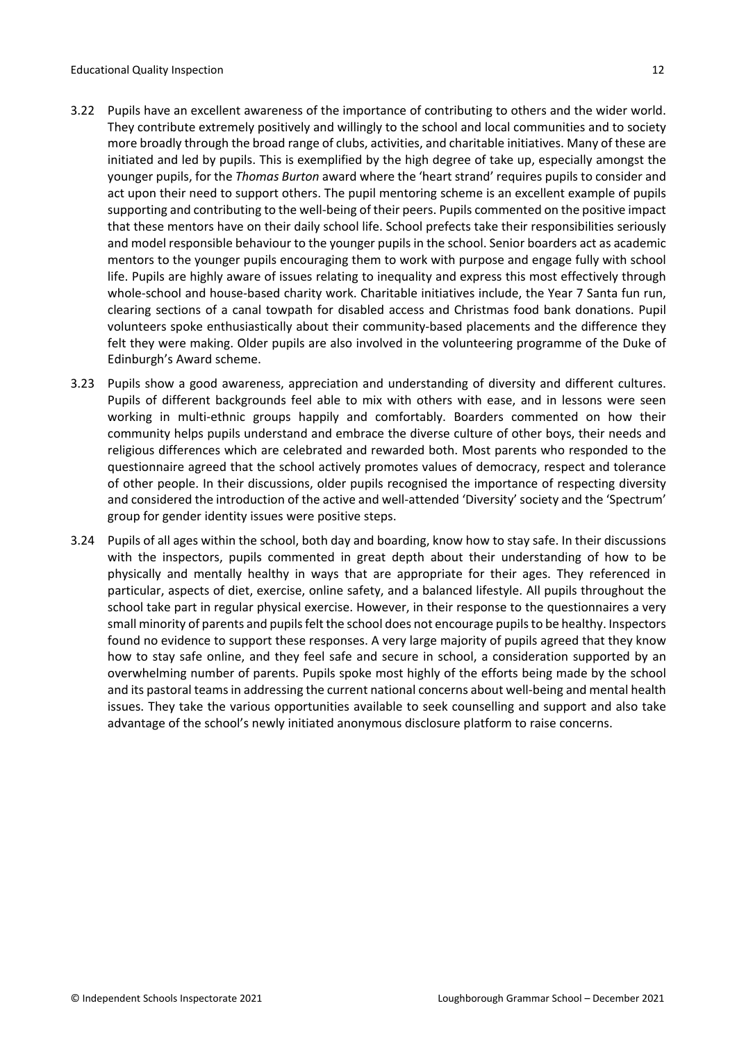3.22 Pupils have an excellent awareness of the importance of contributing to others and the wider world. They contribute extremely positively and willingly to the school and local communities and to society more broadly through the broad range of clubs, activities, and charitable initiatives. Many of these are initiated and led by pupils. This is exemplified by the high degree of take up, especially amongst the younger pupils, for the *Thomas Burton* award where the 'heart strand' requires pupils to consider and act upon their need to support others. The pupil mentoring scheme is an excellent example of pupils supporting and contributing to the well-being of their peers. Pupils commented on the positive impact that these mentors have on their daily school life. School prefects take their responsibilities seriously and model responsible behaviour to the younger pupils in the school. Senior boarders act as academic mentors to the younger pupils encouraging them to work with purpose and engage fully with school life. Pupils are highly aware of issues relating to inequality and express this most effectively through whole-school and house-based charity work. Charitable initiatives include, the Year 7 Santa fun run, clearing sections of a canal towpath for disabled access and Christmas food bank donations. Pupil volunteers spoke enthusiastically about their community-based placements and the difference they felt they were making. Older pupils are also involved in the volunteering programme of the Duke of Edinburgh's Award scheme.

3.23 Pupils show a good awareness, appreciation and understanding of diversity and different cultures. Pupils of different backgrounds feel able to mix with others with ease, and in lessons were seen working in multi-ethnic groups happily and comfortably. Boarders commented on how their community helps pupils understand and embrace the diverse culture of other boys, their needs and religious differences which are celebrated and rewarded both. Most parents who responded to the questionnaire agreed that the school actively promotes values of democracy, respect and tolerance of other people. In their discussions, older pupils recognised the importance of respecting diversity and considered the introduction of the active and well-attended 'Diversity' society and the 'Spectrum' group for gender identity issues were positive steps.

3.24 Pupils of all ages within the school, both day and boarding, know how to stay safe. In their discussions with the inspectors, pupils commented in great depth about their understanding of how to be physically and mentally healthy in ways that are appropriate for their ages. They referenced in particular, aspects of diet, exercise, online safety, and a balanced lifestyle. All pupils throughout the school take part in regular physical exercise. However, in their response to the questionnaires a very small minority of parents and pupils felt the school does not encourage pupils to be healthy. Inspectors found no evidence to support these responses. A very large majority of pupils agreed that they know how to stay safe online, and they feel safe and secure in school, a consideration supported by an overwhelming number of parents. Pupils spoke most highly of the efforts being made by the school and its pastoral teams in addressing the current national concerns about well-being and mental health issues. They take the various opportunities available to seek counselling and support and also take advantage of the school's newly initiated anonymous disclosure platform to raise concerns.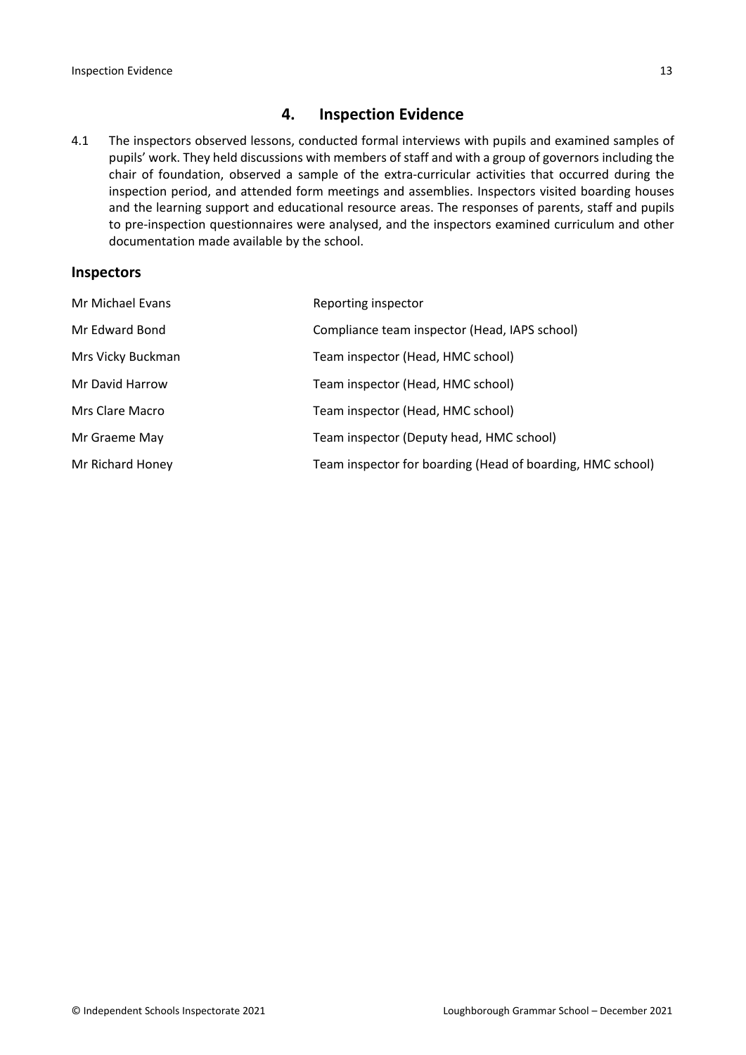## 4. Inspection Evidence

4.1 The inspectors observed lessons, conducted formal interviews with pupils and examined samples of pupils' work. They held discussions with members of staff and with a group of governors including the chair of foundation, observed a sample of the extra-curricular activities that occurred during the inspection period, and attended form meetings and assemblies. Inspectors visited boarding houses and the learning support and educational resource areas. The responses of parents, staff and pupils to pre-inspection questionnaires were analysed, and the inspectors examined curriculum and other documentation made available by the school.

### Inspectors

| | |
|---|---|
| Mr Michael Evans | Reporting inspector |
| Mr Edward Bond | Compliance team inspector (Head, IAPS school) |
| Mrs Vicky Buckman | Team inspector (Head, HMC school) |
| Mr David Harrow | Team inspector (Head, HMC school) |
| Mrs Clare Macro | Team inspector (Head, HMC school) |
| Mr Graeme May | Team inspector (Deputy head, HMC school) |
| Mr Richard Honey | Team inspector for boarding (Head of boarding, HMC school) |